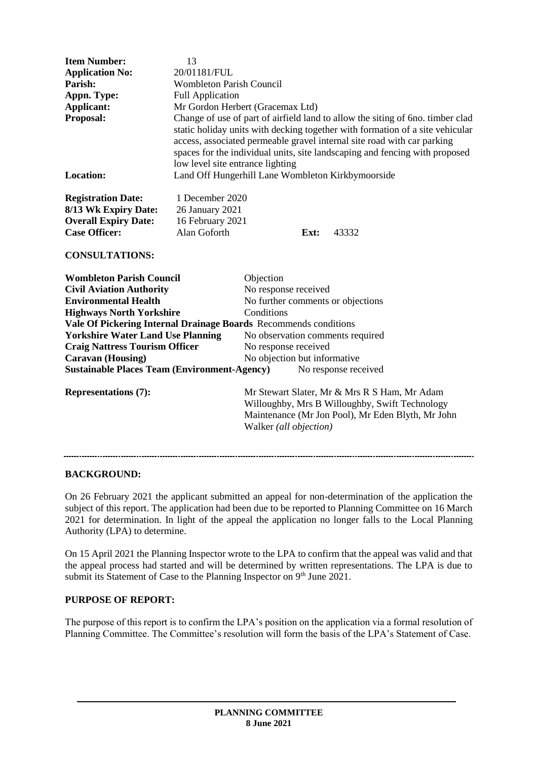| | |
|---|---|
| **Item Number:** | 13 |
| **Application No:** | 20/01181/FUL |
| **Parish:** | Wombleton Parish Council |
| **Appn. Type:** | Full Application |
| **Applicant:** | Mr Gordon Herbert (Gracemax Ltd) |
| **Proposal:** | Change of use of part of airfield land to allow the siting of 6no. timber clad static holiday units with decking together with formation of a site vehicular access, associated permeable gravel internal site road with car parking spaces for the individual units, site landscaping and fencing with proposed low level site entrance lighting |
| **Location:** | Land Off Hungerhill Lane Wombleton Kirkbymoorside |

| | | | |
|---|---|---|---|
| **Registration Date:** | 1 December 2020 | | |
| **8/13 Wk Expiry Date:** | 26 January 2021 | | |
| **Overall Expiry Date:** | 16 February 2021 | | |
| **Case Officer:** | Alan Goforth | **Ext:** | 43332 |

**CONSULTATIONS:**

| | |
|---|---|
| **Wombleton Parish Council** | Objection |
| **Civil Aviation Authority** | No response received |
| **Environmental Health** | No further comments or objections |
| **Highways North Yorkshire** | Conditions |
| **Vale Of Pickering Internal Drainage Boards** | Recommends conditions |
| **Yorkshire Water Land Use Planning** | No observation comments required |
| **Craig Nattress Tourism Officer** | No response received |
| **Caravan (Housing)** | No objection but informative |
| **Sustainable Places Team (Environment-Agency)** | No response received |

**Representations (7):** Mr Stewart Slater, Mr & Mrs R S Ham, Mr Adam Willoughby, Mrs B Willoughby, Swift Technology Maintenance (Mr Jon Pool), Mr Eden Blyth, Mr John Walker *(all objection)*

---

**BACKGROUND:**

On 26 February 2021 the applicant submitted an appeal for non-determination of the application the subject of this report. The application had been due to be reported to Planning Committee on 16 March 2021 for determination. In light of the appeal the application no longer falls to the Local Planning Authority (LPA) to determine.

On 15 April 2021 the Planning Inspector wrote to the LPA to confirm that the appeal was valid and that the appeal process had started and will be determined by written representations. The LPA is due to submit its Statement of Case to the Planning Inspector on 9th June 2021.

**PURPOSE OF REPORT:**

The purpose of this report is to confirm the LPA's position on the application via a formal resolution of Planning Committee. The Committee's resolution will form the basis of the LPA's Statement of Case.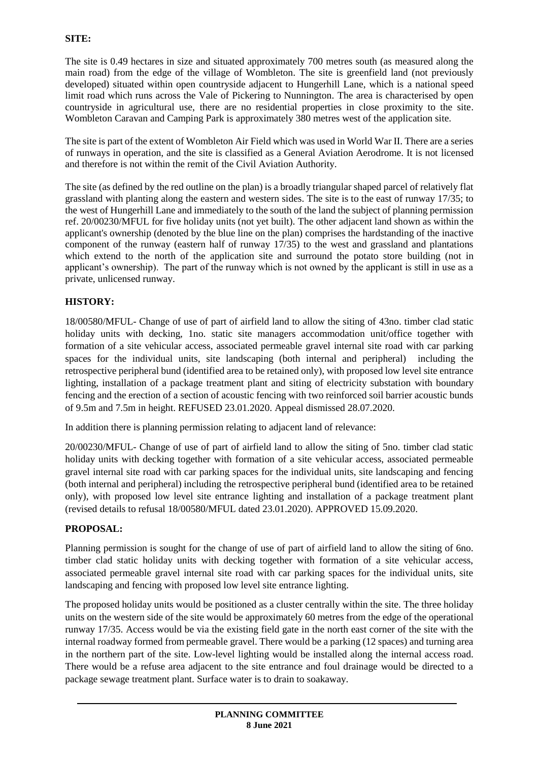## SITE:

The site is 0.49 hectares in size and situated approximately 700 metres south (as measured along the main road) from the edge of the village of Wombleton. The site is greenfield land (not previously developed) situated within open countryside adjacent to Hungerhill Lane, which is a national speed limit road which runs across the Vale of Pickering to Nunnington. The area is characterised by open countryside in agricultural use, there are no residential properties in close proximity to the site. Wombleton Caravan and Camping Park is approximately 380 metres west of the application site.

The site is part of the extent of Wombleton Air Field which was used in World War II. There are a series of runways in operation, and the site is classified as a General Aviation Aerodrome. It is not licensed and therefore is not within the remit of the Civil Aviation Authority.

The site (as defined by the red outline on the plan) is a broadly triangular shaped parcel of relatively flat grassland with planting along the eastern and western sides. The site is to the east of runway 17/35; to the west of Hungerhill Lane and immediately to the south of the land the subject of planning permission ref. 20/00230/MFUL for five holiday units (not yet built). The other adjacent land shown as within the applicant's ownership (denoted by the blue line on the plan) comprises the hardstanding of the inactive component of the runway (eastern half of runway 17/35) to the west and grassland and plantations which extend to the north of the application site and surround the potato store building (not in applicant's ownership). The part of the runway which is not owned by the applicant is still in use as a private, unlicensed runway.

## HISTORY:

18/00580/MFUL- Change of use of part of airfield land to allow the siting of 43no. timber clad static holiday units with decking, 1no. static site managers accommodation unit/office together with formation of a site vehicular access, associated permeable gravel internal site road with car parking spaces for the individual units, site landscaping (both internal and peripheral) including the retrospective peripheral bund (identified area to be retained only), with proposed low level site entrance lighting, installation of a package treatment plant and siting of electricity substation with boundary fencing and the erection of a section of acoustic fencing with two reinforced soil barrier acoustic bunds of 9.5m and 7.5m in height. REFUSED 23.01.2020. Appeal dismissed 28.07.2020.

In addition there is planning permission relating to adjacent land of relevance:

20/00230/MFUL- Change of use of part of airfield land to allow the siting of 5no. timber clad static holiday units with decking together with formation of a site vehicular access, associated permeable gravel internal site road with car parking spaces for the individual units, site landscaping and fencing (both internal and peripheral) including the retrospective peripheral bund (identified area to be retained only), with proposed low level site entrance lighting and installation of a package treatment plant (revised details to refusal 18/00580/MFUL dated 23.01.2020). APPROVED 15.09.2020.

## PROPOSAL:

Planning permission is sought for the change of use of part of airfield land to allow the siting of 6no. timber clad static holiday units with decking together with formation of a site vehicular access, associated permeable gravel internal site road with car parking spaces for the individual units, site landscaping and fencing with proposed low level site entrance lighting.

The proposed holiday units would be positioned as a cluster centrally within the site. The three holiday units on the western side of the site would be approximately 60 metres from the edge of the operational runway 17/35. Access would be via the existing field gate in the north east corner of the site with the internal roadway formed from permeable gravel. There would be a parking (12 spaces) and turning area in the northern part of the site. Low-level lighting would be installed along the internal access road. There would be a refuse area adjacent to the site entrance and foul drainage would be directed to a package sewage treatment plant. Surface water is to drain to soakaway.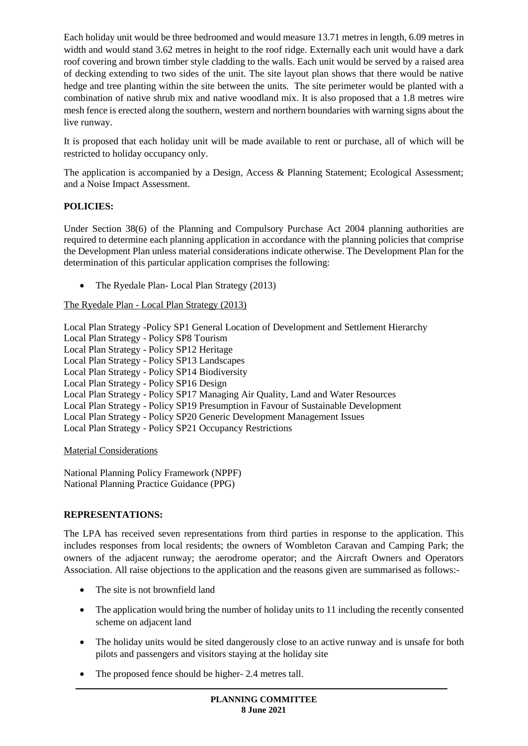Each holiday unit would be three bedroomed and would measure 13.71 metres in length, 6.09 metres in width and would stand 3.62 metres in height to the roof ridge. Externally each unit would have a dark roof covering and brown timber style cladding to the walls. Each unit would be served by a raised area of decking extending to two sides of the unit. The site layout plan shows that there would be native hedge and tree planting within the site between the units. The site perimeter would be planted with a combination of native shrub mix and native woodland mix. It is also proposed that a 1.8 metres wire mesh fence is erected along the southern, western and northern boundaries with warning signs about the live runway.

It is proposed that each holiday unit will be made available to rent or purchase, all of which will be restricted to holiday occupancy only.

The application is accompanied by a Design, Access & Planning Statement; Ecological Assessment; and a Noise Impact Assessment.

**POLICIES:**

Under Section 38(6) of the Planning and Compulsory Purchase Act 2004 planning authorities are required to determine each planning application in accordance with the planning policies that comprise the Development Plan unless material considerations indicate otherwise. The Development Plan for the determination of this particular application comprises the following:

- The Ryedale Plan- Local Plan Strategy (2013)

The Ryedale Plan - Local Plan Strategy (2013)

Local Plan Strategy -Policy SP1 General Location of Development and Settlement Hierarchy
Local Plan Strategy - Policy SP8 Tourism
Local Plan Strategy - Policy SP12 Heritage
Local Plan Strategy - Policy SP13 Landscapes
Local Plan Strategy - Policy SP14 Biodiversity
Local Plan Strategy - Policy SP16 Design
Local Plan Strategy - Policy SP17 Managing Air Quality, Land and Water Resources
Local Plan Strategy - Policy SP19 Presumption in Favour of Sustainable Development
Local Plan Strategy - Policy SP20 Generic Development Management Issues
Local Plan Strategy - Policy SP21 Occupancy Restrictions

Material Considerations

National Planning Policy Framework (NPPF)
National Planning Practice Guidance (PPG)

**REPRESENTATIONS:**

The LPA has received seven representations from third parties in response to the application. This includes responses from local residents; the owners of Wombleton Caravan and Camping Park; the owners of the adjacent runway; the aerodrome operator; and the Aircraft Owners and Operators Association. All raise objections to the application and the reasons given are summarised as follows:-

- The site is not brownfield land
- The application would bring the number of holiday units to 11 including the recently consented scheme on adjacent land
- The holiday units would be sited dangerously close to an active runway and is unsafe for both pilots and passengers and visitors staying at the holiday site
- The proposed fence should be higher- 2.4 metres tall.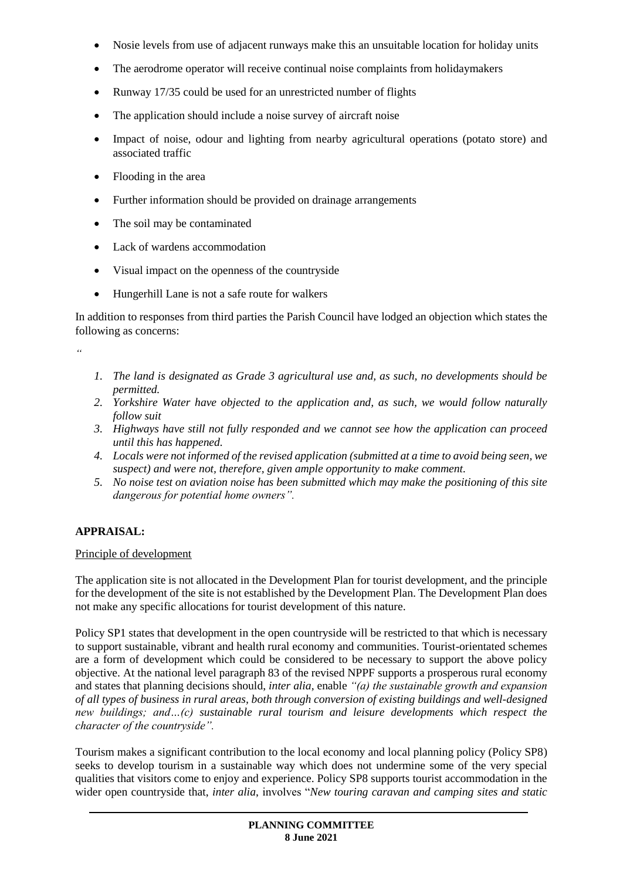- Nosie levels from use of adjacent runways make this an unsuitable location for holiday units
- The aerodrome operator will receive continual noise complaints from holidaymakers
- Runway 17/35 could be used for an unrestricted number of flights
- The application should include a noise survey of aircraft noise
- Impact of noise, odour and lighting from nearby agricultural operations (potato store) and associated traffic
- Flooding in the area
- Further information should be provided on drainage arrangements
- The soil may be contaminated
- Lack of wardens accommodation
- Visual impact on the openness of the countryside
- Hungerhill Lane is not a safe route for walkers

In addition to responses from third parties the Parish Council have lodged an objection which states the following as concerns:

*"*

1. *The land is designated as Grade 3 agricultural use and, as such, no developments should be permitted.*
2. *Yorkshire Water have objected to the application and, as such, we would follow naturally follow suit*
3. *Highways have still not fully responded and we cannot see how the application can proceed until this has happened.*
4. *Locals were not informed of the revised application (submitted at a time to avoid being seen, we suspect) and were not, therefore, given ample opportunity to make comment.*
5. *No noise test on aviation noise has been submitted which may make the positioning of this site dangerous for potential home owners".*

## APPRAISAL:

Principle of development

The application site is not allocated in the Development Plan for tourist development, and the principle for the development of the site is not established by the Development Plan. The Development Plan does not make any specific allocations for tourist development of this nature.

Policy SP1 states that development in the open countryside will be restricted to that which is necessary to support sustainable, vibrant and health rural economy and communities. Tourist-orientated schemes are a form of development which could be considered to be necessary to support the above policy objective. At the national level paragraph 83 of the revised NPPF supports a prosperous rural economy and states that planning decisions should, *inter alia*, enable *"(a) the sustainable growth and expansion of all types of business in rural areas, both through conversion of existing buildings and well-designed new buildings; and…(c) sustainable rural tourism and leisure developments which respect the character of the countryside".*

Tourism makes a significant contribution to the local economy and local planning policy (Policy SP8) seeks to develop tourism in a sustainable way which does not undermine some of the very special qualities that visitors come to enjoy and experience. Policy SP8 supports tourist accommodation in the wider open countryside that, *inter alia*, involves "*New touring caravan and camping sites and static*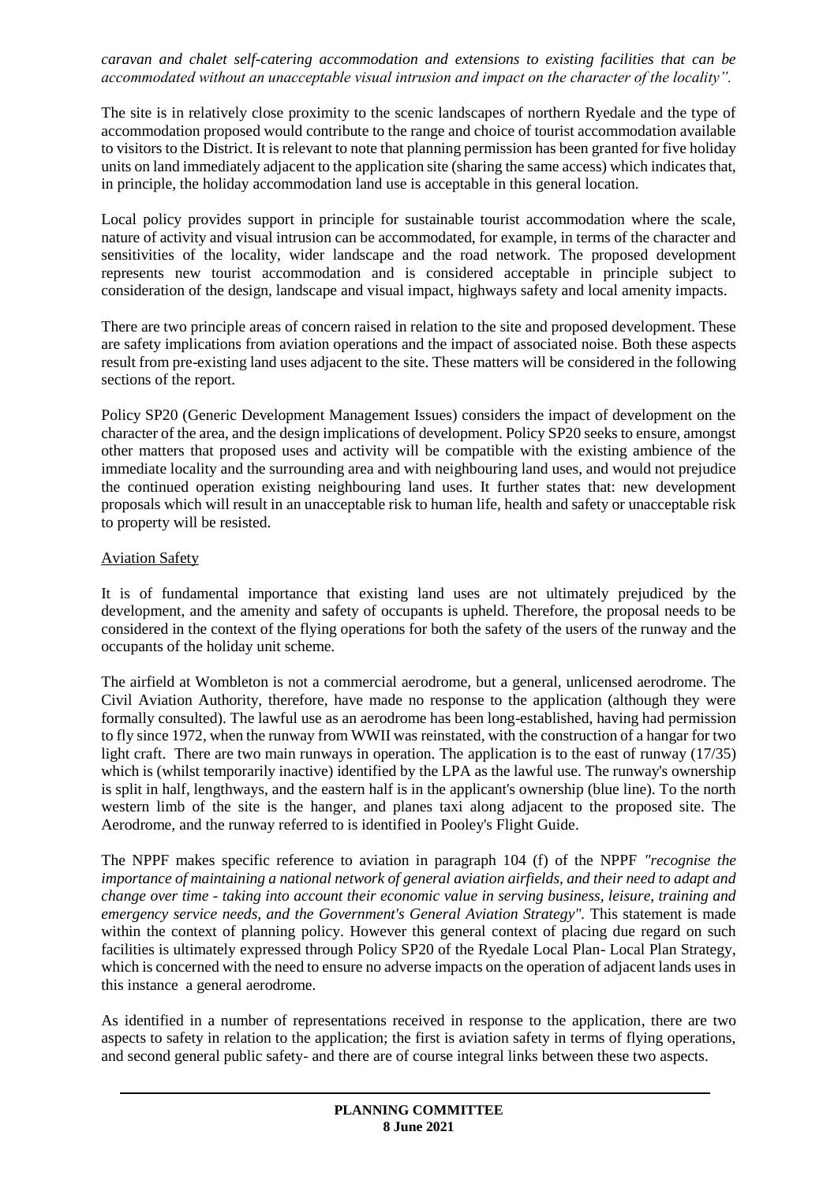*caravan and chalet self-catering accommodation and extensions to existing facilities that can be accommodated without an unacceptable visual intrusion and impact on the character of the locality".*

The site is in relatively close proximity to the scenic landscapes of northern Ryedale and the type of accommodation proposed would contribute to the range and choice of tourist accommodation available to visitors to the District. It is relevant to note that planning permission has been granted for five holiday units on land immediately adjacent to the application site (sharing the same access) which indicates that, in principle, the holiday accommodation land use is acceptable in this general location.

Local policy provides support in principle for sustainable tourist accommodation where the scale, nature of activity and visual intrusion can be accommodated, for example, in terms of the character and sensitivities of the locality, wider landscape and the road network. The proposed development represents new tourist accommodation and is considered acceptable in principle subject to consideration of the design, landscape and visual impact, highways safety and local amenity impacts.

There are two principle areas of concern raised in relation to the site and proposed development. These are safety implications from aviation operations and the impact of associated noise. Both these aspects result from pre-existing land uses adjacent to the site. These matters will be considered in the following sections of the report.

Policy SP20 (Generic Development Management Issues) considers the impact of development on the character of the area, and the design implications of development. Policy SP20 seeks to ensure, amongst other matters that proposed uses and activity will be compatible with the existing ambience of the immediate locality and the surrounding area and with neighbouring land uses, and would not prejudice the continued operation existing neighbouring land uses. It further states that: new development proposals which will result in an unacceptable risk to human life, health and safety or unacceptable risk to property will be resisted.

Aviation Safety

It is of fundamental importance that existing land uses are not ultimately prejudiced by the development, and the amenity and safety of occupants is upheld. Therefore, the proposal needs to be considered in the context of the flying operations for both the safety of the users of the runway and the occupants of the holiday unit scheme.

The airfield at Wombleton is not a commercial aerodrome, but a general, unlicensed aerodrome. The Civil Aviation Authority, therefore, have made no response to the application (although they were formally consulted). The lawful use as an aerodrome has been long-established, having had permission to fly since 1972, when the runway from WWII was reinstated, with the construction of a hangar for two light craft. There are two main runways in operation. The application is to the east of runway (17/35) which is (whilst temporarily inactive) identified by the LPA as the lawful use. The runway's ownership is split in half, lengthways, and the eastern half is in the applicant's ownership (blue line). To the north western limb of the site is the hanger, and planes taxi along adjacent to the proposed site. The Aerodrome, and the runway referred to is identified in Pooley's Flight Guide.

The NPPF makes specific reference to aviation in paragraph 104 (f) of the NPPF *"recognise the importance of maintaining a national network of general aviation airfields, and their need to adapt and change over time - taking into account their economic value in serving business, leisure, training and emergency service needs, and the Government's General Aviation Strategy".* This statement is made within the context of planning policy. However this general context of placing due regard on such facilities is ultimately expressed through Policy SP20 of the Ryedale Local Plan- Local Plan Strategy, which is concerned with the need to ensure no adverse impacts on the operation of adjacent lands uses in this instance a general aerodrome.

As identified in a number of representations received in response to the application, there are two aspects to safety in relation to the application; the first is aviation safety in terms of flying operations, and second general public safety- and there are of course integral links between these two aspects.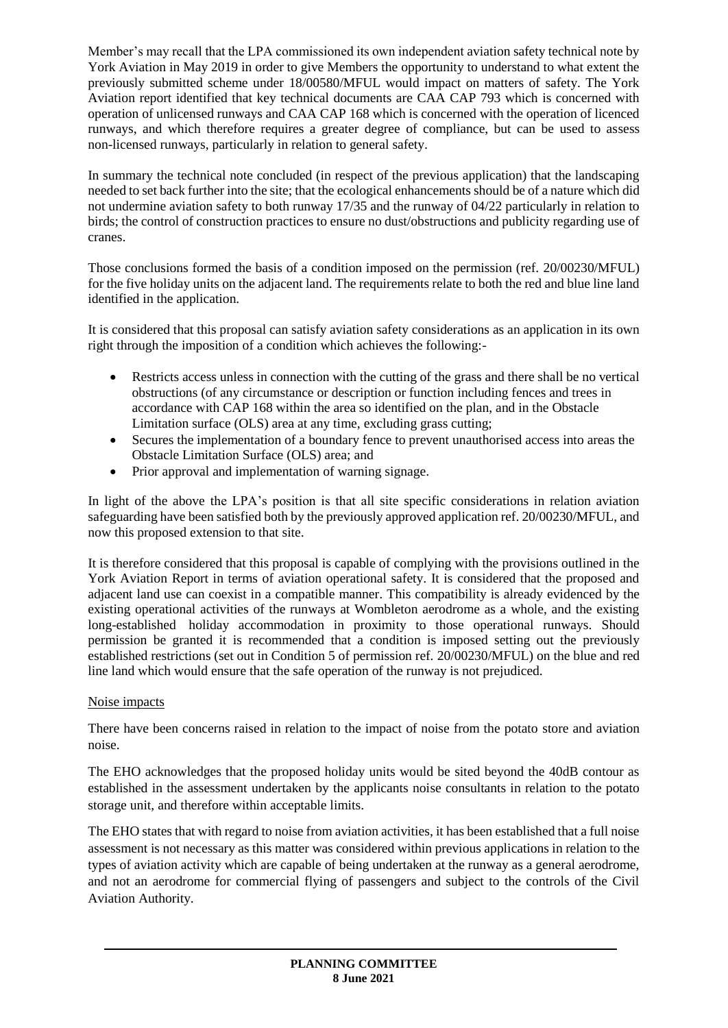Member's may recall that the LPA commissioned its own independent aviation safety technical note by York Aviation in May 2019 in order to give Members the opportunity to understand to what extent the previously submitted scheme under 18/00580/MFUL would impact on matters of safety. The York Aviation report identified that key technical documents are CAA CAP 793 which is concerned with operation of unlicensed runways and CAA CAP 168 which is concerned with the operation of licenced runways, and which therefore requires a greater degree of compliance, but can be used to assess non-licensed runways, particularly in relation to general safety.

In summary the technical note concluded (in respect of the previous application) that the landscaping needed to set back further into the site; that the ecological enhancements should be of a nature which did not undermine aviation safety to both runway 17/35 and the runway of 04/22 particularly in relation to birds; the control of construction practices to ensure no dust/obstructions and publicity regarding use of cranes.

Those conclusions formed the basis of a condition imposed on the permission (ref. 20/00230/MFUL) for the five holiday units on the adjacent land. The requirements relate to both the red and blue line land identified in the application.

It is considered that this proposal can satisfy aviation safety considerations as an application in its own right through the imposition of a condition which achieves the following:-

- Restricts access unless in connection with the cutting of the grass and there shall be no vertical obstructions (of any circumstance or description or function including fences and trees in accordance with CAP 168 within the area so identified on the plan, and in the Obstacle Limitation surface (OLS) area at any time, excluding grass cutting;
- Secures the implementation of a boundary fence to prevent unauthorised access into areas the Obstacle Limitation Surface (OLS) area; and
- Prior approval and implementation of warning signage.

In light of the above the LPA's position is that all site specific considerations in relation aviation safeguarding have been satisfied both by the previously approved application ref. 20/00230/MFUL, and now this proposed extension to that site.

It is therefore considered that this proposal is capable of complying with the provisions outlined in the York Aviation Report in terms of aviation operational safety. It is considered that the proposed and adjacent land use can coexist in a compatible manner. This compatibility is already evidenced by the existing operational activities of the runways at Wombleton aerodrome as a whole, and the existing long-established holiday accommodation in proximity to those operational runways. Should permission be granted it is recommended that a condition is imposed setting out the previously established restrictions (set out in Condition 5 of permission ref. 20/00230/MFUL) on the blue and red line land which would ensure that the safe operation of the runway is not prejudiced.

## Noise impacts

There have been concerns raised in relation to the impact of noise from the potato store and aviation noise.

The EHO acknowledges that the proposed holiday units would be sited beyond the 40dB contour as established in the assessment undertaken by the applicants noise consultants in relation to the potato storage unit, and therefore within acceptable limits.

The EHO states that with regard to noise from aviation activities, it has been established that a full noise assessment is not necessary as this matter was considered within previous applications in relation to the types of aviation activity which are capable of being undertaken at the runway as a general aerodrome, and not an aerodrome for commercial flying of passengers and subject to the controls of the Civil Aviation Authority.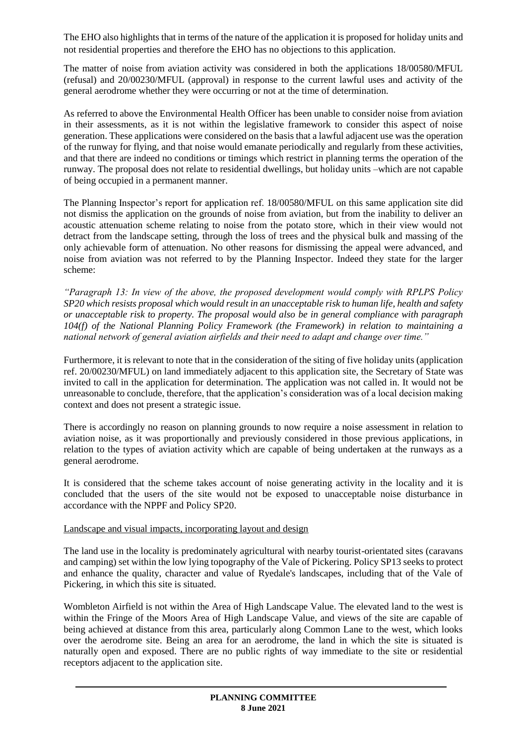The EHO also highlights that in terms of the nature of the application it is proposed for holiday units and not residential properties and therefore the EHO has no objections to this application.

The matter of noise from aviation activity was considered in both the applications 18/00580/MFUL (refusal) and 20/00230/MFUL (approval) in response to the current lawful uses and activity of the general aerodrome whether they were occurring or not at the time of determination.

As referred to above the Environmental Health Officer has been unable to consider noise from aviation in their assessments, as it is not within the legislative framework to consider this aspect of noise generation. These applications were considered on the basis that a lawful adjacent use was the operation of the runway for flying, and that noise would emanate periodically and regularly from these activities, and that there are indeed no conditions or timings which restrict in planning terms the operation of the runway. The proposal does not relate to residential dwellings, but holiday units –which are not capable of being occupied in a permanent manner.

The Planning Inspector's report for application ref. 18/00580/MFUL on this same application site did not dismiss the application on the grounds of noise from aviation, but from the inability to deliver an acoustic attenuation scheme relating to noise from the potato store, which in their view would not detract from the landscape setting, through the loss of trees and the physical bulk and massing of the only achievable form of attenuation. No other reasons for dismissing the appeal were advanced, and noise from aviation was not referred to by the Planning Inspector. Indeed they state for the larger scheme:

*"Paragraph 13: In view of the above, the proposed development would comply with RPLPS Policy SP20 which resists proposal which would result in an unacceptable risk to human life, health and safety or unacceptable risk to property. The proposal would also be in general compliance with paragraph 104(f) of the National Planning Policy Framework (the Framework) in relation to maintaining a national network of general aviation airfields and their need to adapt and change over time."*

Furthermore, it is relevant to note that in the consideration of the siting of five holiday units (application ref. 20/00230/MFUL) on land immediately adjacent to this application site, the Secretary of State was invited to call in the application for determination. The application was not called in. It would not be unreasonable to conclude, therefore, that the application's consideration was of a local decision making context and does not present a strategic issue.

There is accordingly no reason on planning grounds to now require a noise assessment in relation to aviation noise, as it was proportionally and previously considered in those previous applications, in relation to the types of aviation activity which are capable of being undertaken at the runways as a general aerodrome.

It is considered that the scheme takes account of noise generating activity in the locality and it is concluded that the users of the site would not be exposed to unacceptable noise disturbance in accordance with the NPPF and Policy SP20.

Landscape and visual impacts, incorporating layout and design

The land use in the locality is predominately agricultural with nearby tourist-orientated sites (caravans and camping) set within the low lying topography of the Vale of Pickering. Policy SP13 seeks to protect and enhance the quality, character and value of Ryedale's landscapes, including that of the Vale of Pickering, in which this site is situated.

Wombleton Airfield is not within the Area of High Landscape Value. The elevated land to the west is within the Fringe of the Moors Area of High Landscape Value, and views of the site are capable of being achieved at distance from this area, particularly along Common Lane to the west, which looks over the aerodrome site. Being an area for an aerodrome, the land in which the site is situated is naturally open and exposed. There are no public rights of way immediate to the site or residential receptors adjacent to the application site.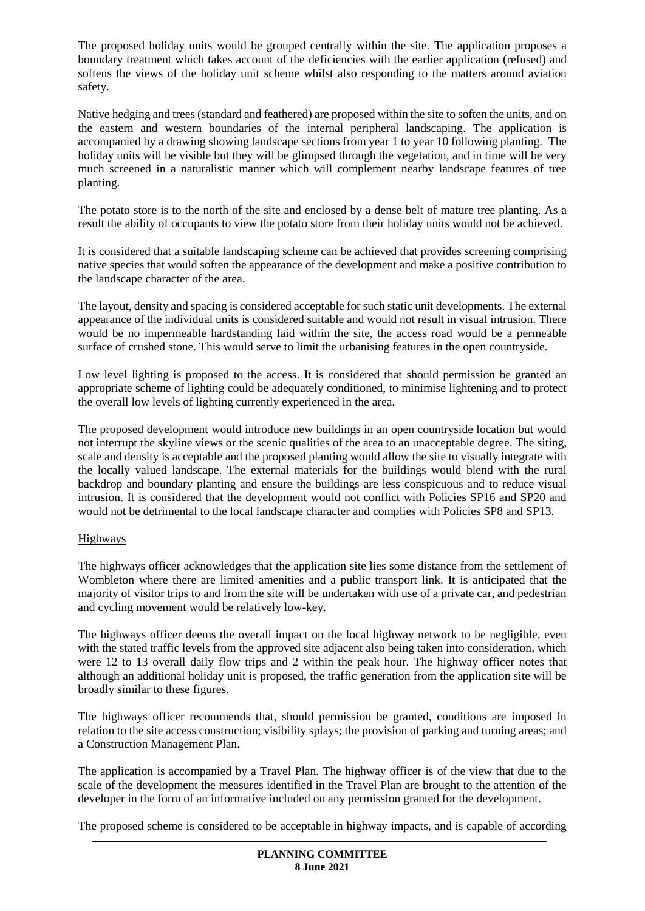The proposed holiday units would be grouped centrally within the site. The application proposes a boundary treatment which takes account of the deficiencies with the earlier application (refused) and softens the views of the holiday unit scheme whilst also responding to the matters around aviation safety.

Native hedging and trees (standard and feathered) are proposed within the site to soften the units, and on the eastern and western boundaries of the internal peripheral landscaping. The application is accompanied by a drawing showing landscape sections from year 1 to year 10 following planting. The holiday units will be visible but they will be glimpsed through the vegetation, and in time will be very much screened in a naturalistic manner which will complement nearby landscape features of tree planting.

The potato store is to the north of the site and enclosed by a dense belt of mature tree planting. As a result the ability of occupants to view the potato store from their holiday units would not be achieved.

It is considered that a suitable landscaping scheme can be achieved that provides screening comprising native species that would soften the appearance of the development and make a positive contribution to the landscape character of the area.

The layout, density and spacing is considered acceptable for such static unit developments. The external appearance of the individual units is considered suitable and would not result in visual intrusion. There would be no impermeable hardstanding laid within the site, the access road would be a permeable surface of crushed stone. This would serve to limit the urbanising features in the open countryside.

Low level lighting is proposed to the access. It is considered that should permission be granted an appropriate scheme of lighting could be adequately conditioned, to minimise lightening and to protect the overall low levels of lighting currently experienced in the area.

The proposed development would introduce new buildings in an open countryside location but would not interrupt the skyline views or the scenic qualities of the area to an unacceptable degree. The siting, scale and density is acceptable and the proposed planting would allow the site to visually integrate with the locally valued landscape. The external materials for the buildings would blend with the rural backdrop and boundary planting and ensure the buildings are less conspicuous and to reduce visual intrusion. It is considered that the development would not conflict with Policies SP16 and SP20 and would not be detrimental to the local landscape character and complies with Policies SP8 and SP13.

Highways

The highways officer acknowledges that the application site lies some distance from the settlement of Wombleton where there are limited amenities and a public transport link. It is anticipated that the majority of visitor trips to and from the site will be undertaken with use of a private car, and pedestrian and cycling movement would be relatively low-key.

The highways officer deems the overall impact on the local highway network to be negligible, even with the stated traffic levels from the approved site adjacent also being taken into consideration, which were 12 to 13 overall daily flow trips and 2 within the peak hour. The highway officer notes that although an additional holiday unit is proposed, the traffic generation from the application site will be broadly similar to these figures.

The highways officer recommends that, should permission be granted, conditions are imposed in relation to the site access construction; visibility splays; the provision of parking and turning areas; and a Construction Management Plan.

The application is accompanied by a Travel Plan. The highway officer is of the view that due to the scale of the development the measures identified in the Travel Plan are brought to the attention of the developer in the form of an informative included on any permission granted for the development.

The proposed scheme is considered to be acceptable in highway impacts, and is capable of according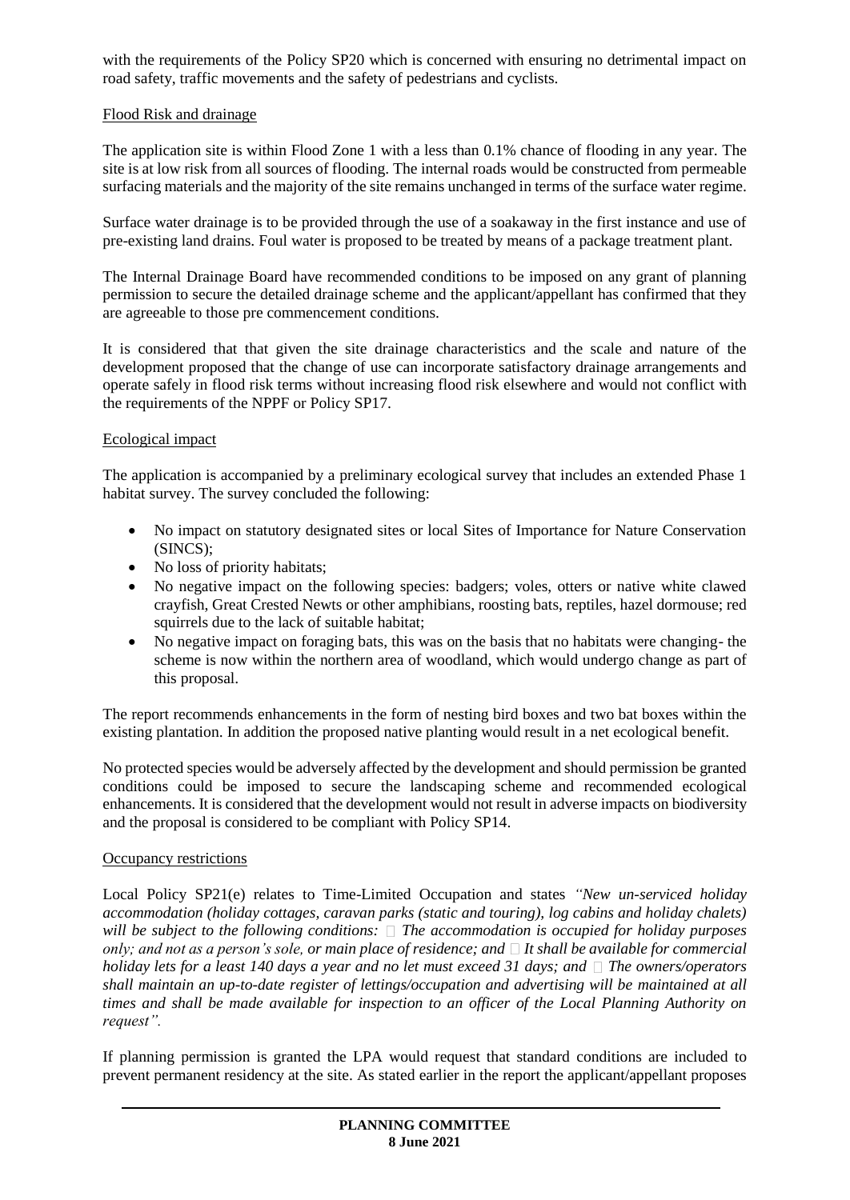with the requirements of the Policy SP20 which is concerned with ensuring no detrimental impact on road safety, traffic movements and the safety of pedestrians and cyclists.

Flood Risk and drainage

The application site is within Flood Zone 1 with a less than 0.1% chance of flooding in any year. The site is at low risk from all sources of flooding. The internal roads would be constructed from permeable surfacing materials and the majority of the site remains unchanged in terms of the surface water regime.

Surface water drainage is to be provided through the use of a soakaway in the first instance and use of pre-existing land drains. Foul water is proposed to be treated by means of a package treatment plant.

The Internal Drainage Board have recommended conditions to be imposed on any grant of planning permission to secure the detailed drainage scheme and the applicant/appellant has confirmed that they are agreeable to those pre commencement conditions.

It is considered that that given the site drainage characteristics and the scale and nature of the development proposed that the change of use can incorporate satisfactory drainage arrangements and operate safely in flood risk terms without increasing flood risk elsewhere and would not conflict with the requirements of the NPPF or Policy SP17.

Ecological impact

The application is accompanied by a preliminary ecological survey that includes an extended Phase 1 habitat survey. The survey concluded the following:

- No impact on statutory designated sites or local Sites of Importance for Nature Conservation (SINCS);
- No loss of priority habitats;
- No negative impact on the following species: badgers; voles, otters or native white clawed crayfish, Great Crested Newts or other amphibians, roosting bats, reptiles, hazel dormouse; red squirrels due to the lack of suitable habitat;
- No negative impact on foraging bats, this was on the basis that no habitats were changing- the scheme is now within the northern area of woodland, which would undergo change as part of this proposal.

The report recommends enhancements in the form of nesting bird boxes and two bat boxes within the existing plantation. In addition the proposed native planting would result in a net ecological benefit.

No protected species would be adversely affected by the development and should permission be granted conditions could be imposed to secure the landscaping scheme and recommended ecological enhancements. It is considered that the development would not result in adverse impacts on biodiversity and the proposal is considered to be compliant with Policy SP14.

Occupancy restrictions

Local Policy SP21(e) relates to Time-Limited Occupation and states *"New un-serviced holiday accommodation (holiday cottages, caravan parks (static and touring), log cabins and holiday chalets) will be subject to the following conditions:  The accommodation is occupied for holiday purposes only; and not as a person's sole, or main place of residence; and  It shall be available for commercial holiday lets for a least 140 days a year and no let must exceed 31 days; and  The owners/operators shall maintain an up-to-date register of lettings/occupation and advertising will be maintained at all times and shall be made available for inspection to an officer of the Local Planning Authority on request".*

If planning permission is granted the LPA would request that standard conditions are included to prevent permanent residency at the site. As stated earlier in the report the applicant/appellant proposes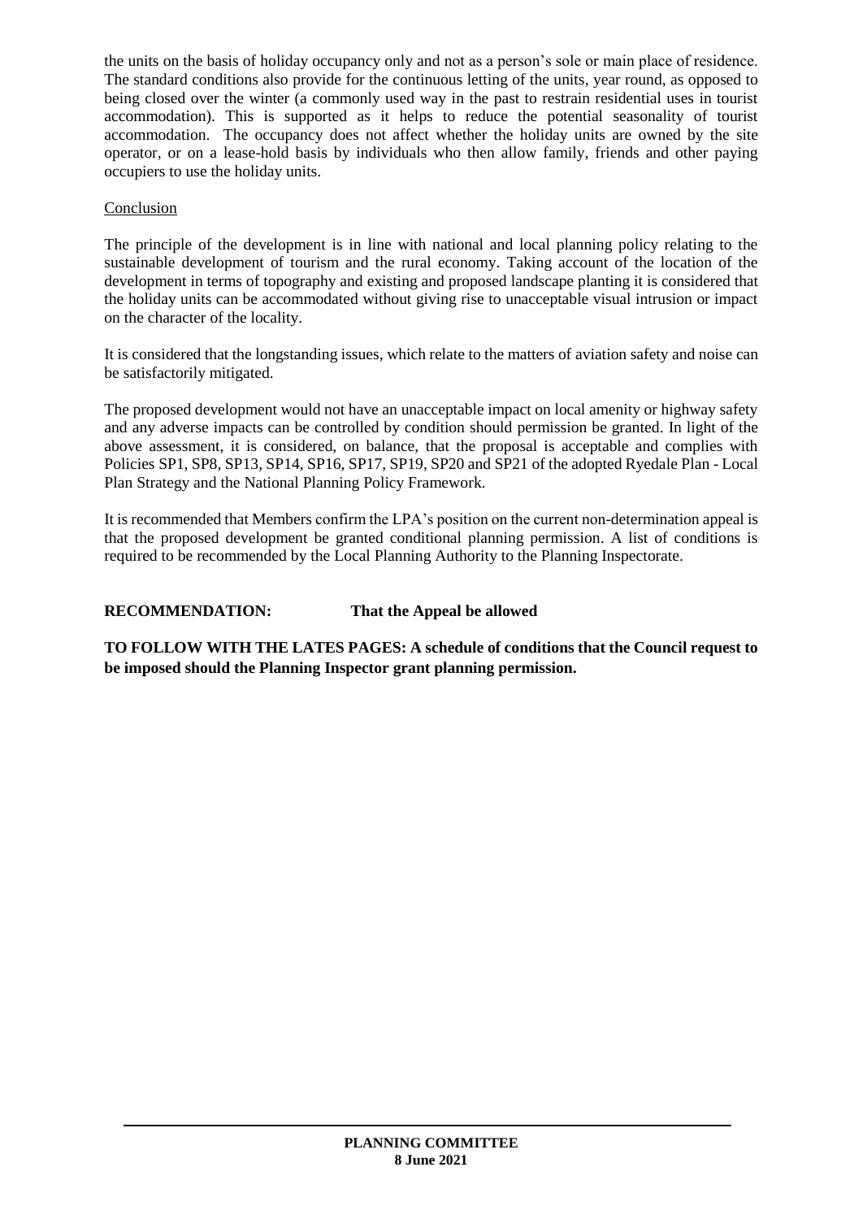the units on the basis of holiday occupancy only and not as a person's sole or main place of residence. The standard conditions also provide for the continuous letting of the units, year round, as opposed to being closed over the winter (a commonly used way in the past to restrain residential uses in tourist accommodation). This is supported as it helps to reduce the potential seasonality of tourist accommodation. The occupancy does not affect whether the holiday units are owned by the site operator, or on a lease-hold basis by individuals who then allow family, friends and other paying occupiers to use the holiday units.

Conclusion

The principle of the development is in line with national and local planning policy relating to the sustainable development of tourism and the rural economy. Taking account of the location of the development in terms of topography and existing and proposed landscape planting it is considered that the holiday units can be accommodated without giving rise to unacceptable visual intrusion or impact on the character of the locality.

It is considered that the longstanding issues, which relate to the matters of aviation safety and noise can be satisfactorily mitigated.

The proposed development would not have an unacceptable impact on local amenity or highway safety and any adverse impacts can be controlled by condition should permission be granted. In light of the above assessment, it is considered, on balance, that the proposal is acceptable and complies with Policies SP1, SP8, SP13, SP14, SP16, SP17, SP19, SP20 and SP21 of the adopted Ryedale Plan - Local Plan Strategy and the National Planning Policy Framework.

It is recommended that Members confirm the LPA's position on the current non-determination appeal is that the proposed development be granted conditional planning permission. A list of conditions is required to be recommended by the Local Planning Authority to the Planning Inspectorate.

**RECOMMENDATION: That the Appeal be allowed**

**TO FOLLOW WITH THE LATES PAGES: A schedule of conditions that the Council request to be imposed should the Planning Inspector grant planning permission.**